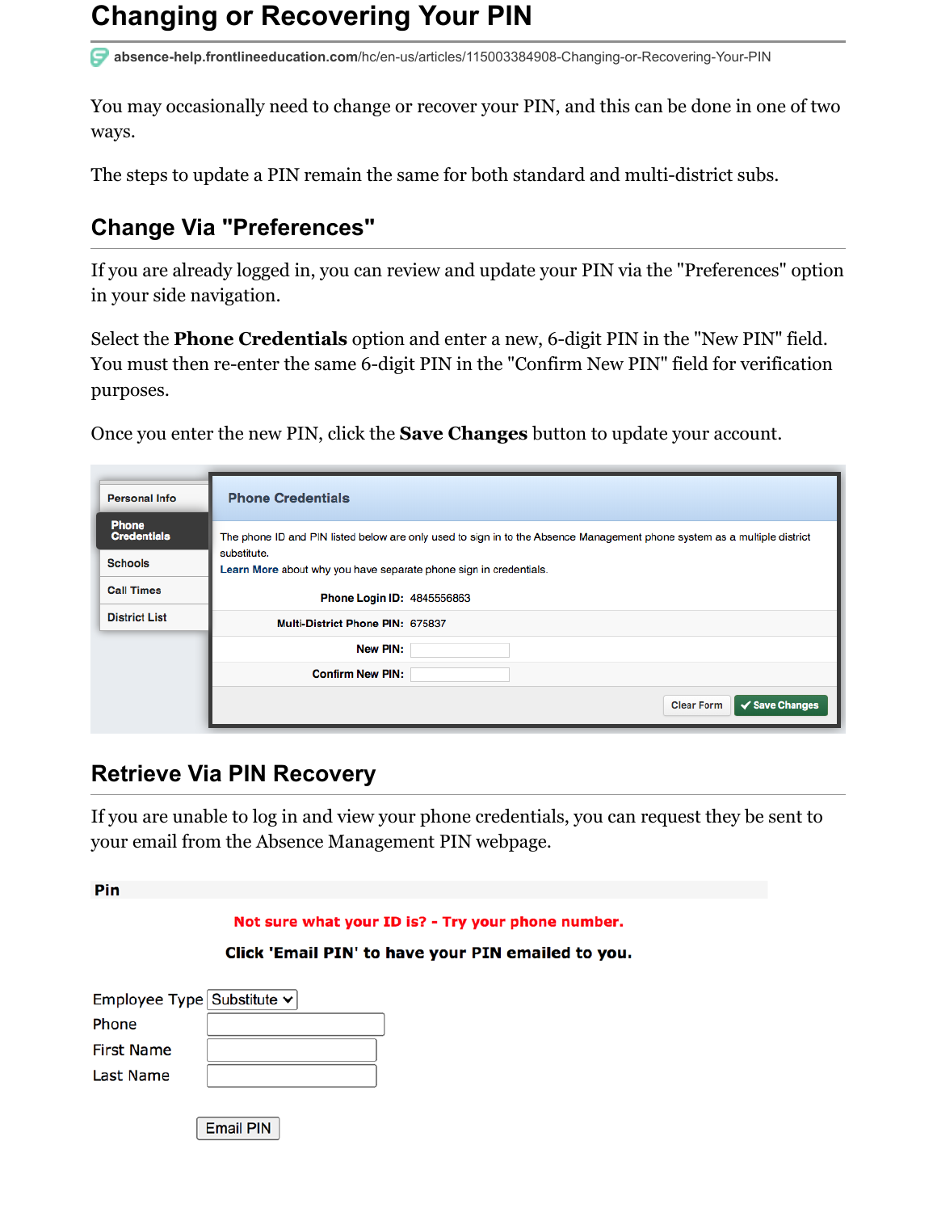# Changing or Recovering Your PIN

absence-help.frontlineeducation.com/hc/en-us/articles/115003384908-Changing-or-Recovering-Your-PIN

You may occasionally need to change or recover your PIN, and this can be done in one of two ways.

The steps to update a PIN remain the same for both standard and multi-district subs.

## Change Via "Preferences"

If you are already logged in, you can review and update your PIN via the "Preferences" option in your side navigation.

Select the **Phone Credentials** option and enter a new, 6-digit PIN in the "New PIN" field. You must then re-enter the same 6-digit PIN in the "Confirm New PIN" field for verification purposes.

Once you enter the new PIN, click the **Save Changes** button to update your account.

Personal Info
Phone Credentials
Schools
Call Times
District List

Phone Credentials

The phone ID and PIN listed below are only used to sign in to the Absence Management phone system as a multiple district substitute.
Learn More about why you have separate phone sign in credentials.

Phone Login ID: 4845556863
Multi-District Phone PIN: 675837
New PIN:
Confirm New PIN:

Clear Form
Save Changes

## Retrieve Via PIN Recovery

If you are unable to log in and view your phone credentials, you can request they be sent to your email from the Absence Management PIN webpage.

**Pin**

**Not sure what your ID is? - Try your phone number.**

**Click 'Email PIN' to have your PIN emailed to you.**

Employee Type: Substitute
Phone
First Name
Last Name

Email PIN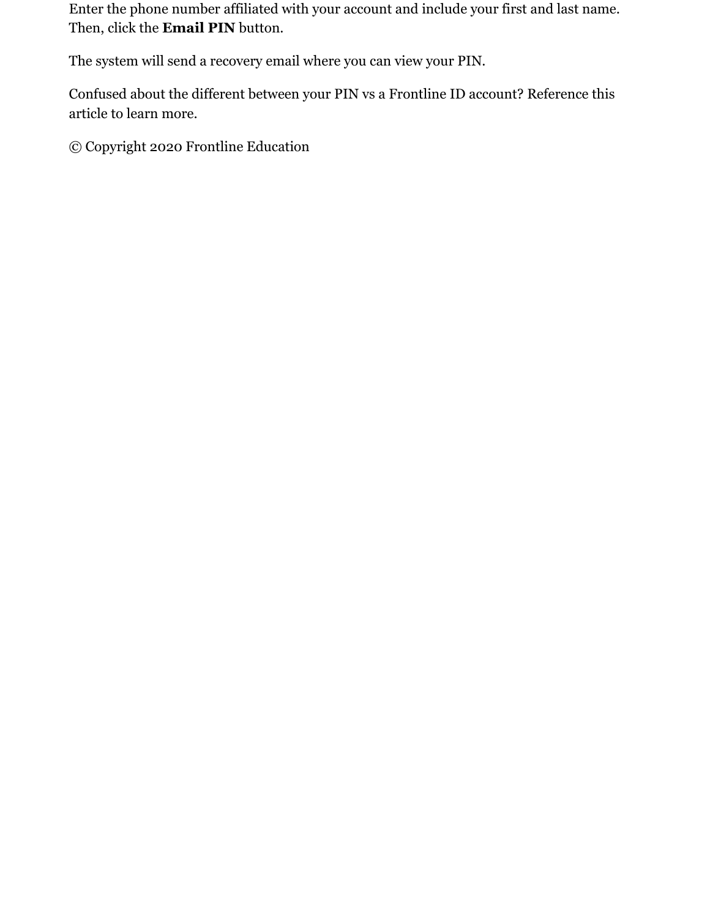Enter the phone number affiliated with your account and include your first and last name. Then, click the **Email PIN** button.

The system will send a recovery email where you can view your PIN.

Confused about the different between your PIN vs a Frontline ID account? Reference this article to learn more.

© Copyright 2020 Frontline Education